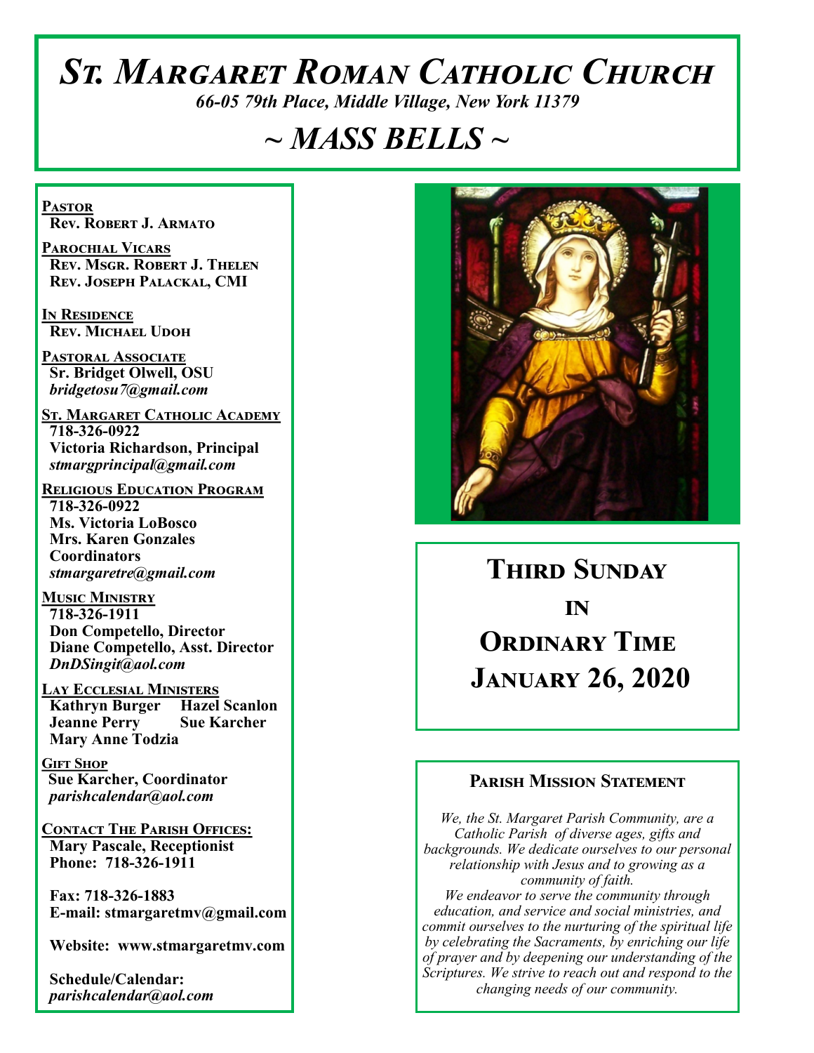# St. Margaret Roman Catholic Church

*66-05 79th Place, Middle Village, New York 11379*

## ~ MASS BELLS ~

**Pastor**
Rev. Robert J. Armato

**Parochial Vicars**
Rev. Msgr. Robert J. Thelen
Rev. Joseph Palackal, CMI

**In Residence**
Rev. Michael Udoh

**Pastoral Associate**
Sr. Bridget Olwell, OSU
*bridgetosu7@gmail.com*

**St. Margaret Catholic Academy**
718-326-0922
Victoria Richardson, Principal
*stmargprincipal@gmail.com*

**Religious Education Program**
718-326-0922
Ms. Victoria LoBosco
Mrs. Karen Gonzales
Coordinators
*stmargaretre@gmail.com*

**Music Ministry**
718-326-1911
Don Competello, Director
Diane Competello, Asst. Director
*DnDSingit@aol.com*

**Lay Ecclesial Ministers**
Kathryn Burger
Hazel Scanlon
Jeanne Perry
Sue Karcher
Mary Anne Todzia

**Gift Shop**
Sue Karcher, Coordinator
*parishcalendar@aol.com*

**Contact The Parish Offices:**
Mary Pascale, Receptionist
Phone: 718-326-1911

Fax: 718-326-1883
E-mail: stmargaretmv@gmail.com

Website: www.stmargaretmv.com

Schedule/Calendar:
*parishcalendar@aol.com*

## Third Sunday in Ordinary Time
## January 26, 2020

### Parish Mission Statement

*We, the St. Margaret Parish Community, are a Catholic Parish of diverse ages, gifts and backgrounds. We dedicate ourselves to our personal relationship with Jesus and to growing as a community of faith.*
*We endeavor to serve the community through education, and service and social ministries, and commit ourselves to the nurturing of the spiritual life by celebrating the Sacraments, by enriching our life of prayer and by deepening our understanding of the Scriptures. We strive to reach out and respond to the changing needs of our community.*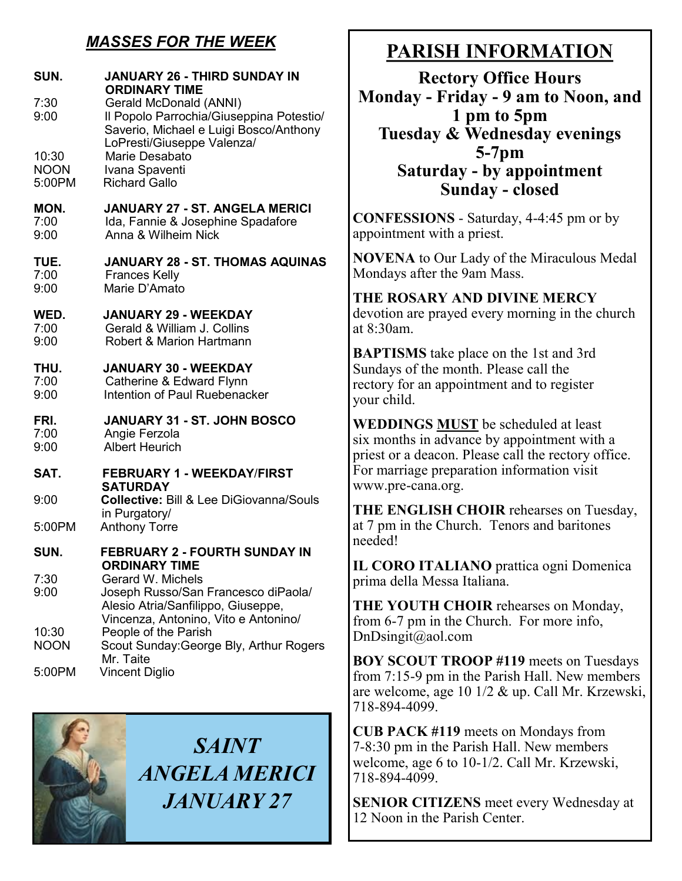## *MASSES FOR THE WEEK*

**SUN. — JANUARY 26 - THIRD SUNDAY IN ORDINARY TIME**

| | |
|---|---|
| 7:30 | Gerald McDonald (ANNI) |
| 9:00 | Il Popolo Parrochia/Giuseppina Potestio/ Saverio, Michael e Luigi Bosco/Anthony LoPresti/Giuseppe Valenza/ |
| 10:30 | Marie Desabato |
| NOON | Ivana Spaventi |
| 5:00PM | Richard Gallo |

**MON. — JANUARY 27 - ST. ANGELA MERICI**

| | |
|---|---|
| 7:00 | Ida, Fannie & Josephine Spadafore |
| 9:00 | Anna & Wilheim Nick |

**TUE. — JANUARY 28 - ST. THOMAS AQUINAS**

| | |
|---|---|
| 7:00 | Frances Kelly |
| 9:00 | Marie D'Amato |

**WED. — JANUARY 29 - WEEKDAY**

| | |
|---|---|
| 7:00 | Gerald & William J. Collins |
| 9:00 | Robert & Marion Hartmann |

**THU. — JANUARY 30 - WEEKDAY**

| | |
|---|---|
| 7:00 | Catherine & Edward Flynn |
| 9:00 | Intention of Paul Ruebenacker |

**FRI. — JANUARY 31 - ST. JOHN BOSCO**

| | |
|---|---|
| 7:00 | Angie Ferzola |
| 9:00 | Albert Heurich |

**SAT. — FEBRUARY 1 - WEEKDAY/FIRST SATURDAY**

| | |
|---|---|
| 9:00 | **Collective:** Bill & Lee DiGiovanna/Souls in Purgatory/ |
| 5:00PM | Anthony Torre |

**SUN. — FEBRUARY 2 - FOURTH SUNDAY IN ORDINARY TIME**

| | |
|---|---|
| 7:30 | Gerard W. Michels |
| 9:00 | Joseph Russo/San Francesco diPaola/ Alesio Atria/Sanfilippo, Giuseppe, Vincenza, Antonino, Vito e Antonino/ |
| 10:30 | People of the Parish |
| NOON | Scout Sunday:George Bly, Arthur Rogers Mr. Taite |
| 5:00PM | Vincent Diglio |

*SAINT ANGELA MERICI*
*JANUARY 27*

# PARISH INFORMATION

**Rectory Office Hours**
**Monday - Friday - 9 am to Noon, and 1 pm to 5pm**
**Tuesday & Wednesday evenings 5-7pm**
**Saturday - by appointment**
**Sunday - closed**

**CONFESSIONS** - Saturday, 4-4:45 pm or by appointment with a priest.

**NOVENA** to Our Lady of the Miraculous Medal Mondays after the 9am Mass.

**THE ROSARY AND DIVINE MERCY** devotion are prayed every morning in the church at 8:30am.

**BAPTISMS** take place on the 1st and 3rd Sundays of the month. Please call the rectory for an appointment and to register your child.

**WEDDINGS MUST** be scheduled at least six months in advance by appointment with a priest or a deacon. Please call the rectory office. For marriage preparation information visit www.pre-cana.org.

**THE ENGLISH CHOIR** rehearses on Tuesday, at 7 pm in the Church. Tenors and baritones needed!

**IL CORO ITALIANO** prattica ogni Domenica prima della Messa Italiana.

**THE YOUTH CHOIR** rehearses on Monday, from 6-7 pm in the Church. For more info, DnDsingit@aol.com

**BOY SCOUT TROOP #119** meets on Tuesdays from 7:15-9 pm in the Parish Hall. New members are welcome, age 10 1/2 & up. Call Mr. Krzewski, 718-894-4099.

**CUB PACK #119** meets on Mondays from 7-8:30 pm in the Parish Hall. New members welcome, age 6 to 10-1/2. Call Mr. Krzewski, 718-894-4099.

**SENIOR CITIZENS** meet every Wednesday at 12 Noon in the Parish Center.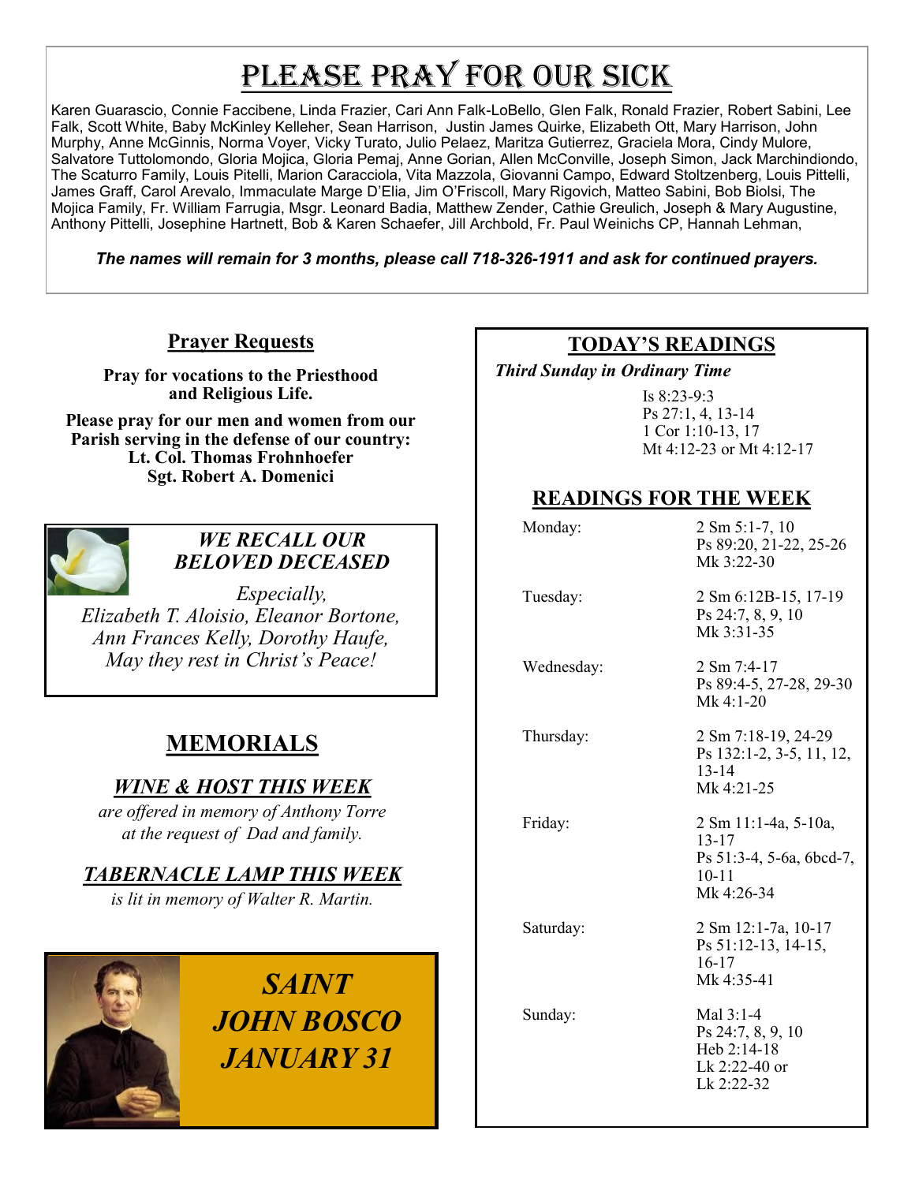# PLEASE PRAY FOR OUR SICK

Karen Guarascio, Connie Faccibene, Linda Frazier, Cari Ann Falk-LoBello, Glen Falk, Ronald Frazier, Robert Sabini, Lee Falk, Scott White, Baby McKinley Kelleher, Sean Harrison, Justin James Quirke, Elizabeth Ott, Mary Harrison, John Murphy, Anne McGinnis, Norma Voyer, Vicky Turato, Julio Pelaez, Maritza Gutierrez, Graciela Mora, Cindy Mulore, Salvatore Tuttolomondo, Gloria Mojica, Gloria Pemaj, Anne Gorian, Allen McConville, Joseph Simon, Jack Marchindiondo, The Scaturro Family, Louis Pitelli, Marion Caracciola, Vita Mazzola, Giovanni Campo, Edward Stoltzenberg, Louis Pittelli, James Graff, Carol Arevalo, Immaculate Marge D'Elia, Jim O'Friscoll, Mary Rigovich, Matteo Sabini, Bob Biolsi, The Mojica Family, Fr. William Farrugia, Msgr. Leonard Badia, Matthew Zender, Cathie Greulich, Joseph & Mary Augustine, Anthony Pittelli, Josephine Hartnett, Bob & Karen Schaefer, Jill Archbold, Fr. Paul Weinichs CP, Hannah Lehman,

***The names will remain for 3 months, please call 718-326-1911 and ask for continued prayers.***

## Prayer Requests

**Pray for vocations to the Priesthood and Religious Life.**

**Please pray for our men and women from our Parish serving in the defense of our country:**
**Lt. Col. Thomas Frohnhoefer**
**Sgt. Robert A. Domenici**

## *WE RECALL OUR BELOVED DECEASED*

*Especially,*
*Elizabeth T. Aloisio, Eleanor Bortone, Ann Frances Kelly, Dorothy Haufe,*
*May they rest in Christ's Peace!*

## MEMORIALS

### *WINE & HOST THIS WEEK*

*are offered in memory of Anthony Torre at the request of Dad and family.*

### *TABERNACLE LAMP THIS WEEK*

*is lit in memory of Walter R. Martin.*

***SAINT JOHN BOSCO JANUARY 31***

## TODAY'S READINGS

***Third Sunday in Ordinary Time***

Is 8:23-9:3
Ps 27:1, 4, 13-14
1 Cor 1:10-13, 17
Mt 4:12-23 or Mt 4:12-17

## READINGS FOR THE WEEK

| | |
|---|---|
| Monday: | 2 Sm 5:1-7, 10<br>Ps 89:20, 21-22, 25-26<br>Mk 3:22-30 |
| Tuesday: | 2 Sm 6:12B-15, 17-19<br>Ps 24:7, 8, 9, 10<br>Mk 3:31-35 |
| Wednesday: | 2 Sm 7:4-17<br>Ps 89:4-5, 27-28, 29-30<br>Mk 4:1-20 |
| Thursday: | 2 Sm 7:18-19, 24-29<br>Ps 132:1-2, 3-5, 11, 12, 13-14<br>Mk 4:21-25 |
| Friday: | 2 Sm 11:1-4a, 5-10a, 13-17<br>Ps 51:3-4, 5-6a, 6bcd-7, 10-11<br>Mk 4:26-34 |
| Saturday: | 2 Sm 12:1-7a, 10-17<br>Ps 51:12-13, 14-15, 16-17<br>Mk 4:35-41 |
| Sunday: | Mal 3:1-4<br>Ps 24:7, 8, 9, 10<br>Heb 2:14-18<br>Lk 2:22-40 or<br>Lk 2:22-32 |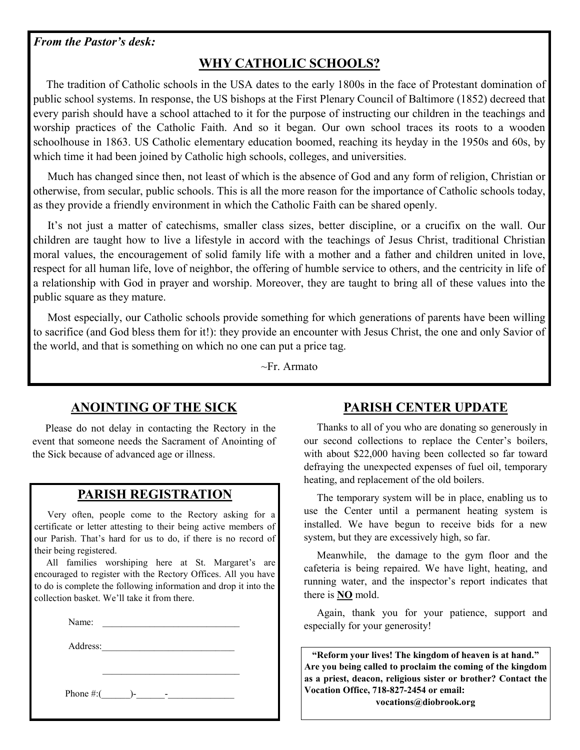*From the Pastor's desk:*

## WHY CATHOLIC SCHOOLS?

The tradition of Catholic schools in the USA dates to the early 1800s in the face of Protestant domination of public school systems. In response, the US bishops at the First Plenary Council of Baltimore (1852) decreed that every parish should have a school attached to it for the purpose of instructing our children in the teachings and worship practices of the Catholic Faith. And so it began. Our own school traces its roots to a wooden schoolhouse in 1863. US Catholic elementary education boomed, reaching its heyday in the 1950s and 60s, by which time it had been joined by Catholic high schools, colleges, and universities.

Much has changed since then, not least of which is the absence of God and any form of religion, Christian or otherwise, from secular, public schools. This is all the more reason for the importance of Catholic schools today, as they provide a friendly environment in which the Catholic Faith can be shared openly.

It's not just a matter of catechisms, smaller class sizes, better discipline, or a crucifix on the wall. Our children are taught how to live a lifestyle in accord with the teachings of Jesus Christ, traditional Christian moral values, the encouragement of solid family life with a mother and a father and children united in love, respect for all human life, love of neighbor, the offering of humble service to others, and the centricity in life of a relationship with God in prayer and worship. Moreover, they are taught to bring all of these values into the public square as they mature.

Most especially, our Catholic schools provide something for which generations of parents have been willing to sacrifice (and God bless them for it!): they provide an encounter with Jesus Christ, the one and only Savior of the world, and that is something on which no one can put a price tag.

~Fr. Armato

## ANOINTING OF THE SICK

Please do not delay in contacting the Rectory in the event that someone needs the Sacrament of Anointing of the Sick because of advanced age or illness.

## PARISH REGISTRATION

Very often, people come to the Rectory asking for a certificate or letter attesting to their being active members of our Parish. That's hard for us to do, if there is no record of their being registered.

All families worshiping here at St. Margaret's are encouraged to register with the Rectory Offices. All you have to do is complete the following information and drop it into the collection basket. We'll take it from there.

Name: ______________________________

Address: ______________________________

______________________________

Phone #:(______)-______-______________

## PARISH CENTER UPDATE

Thanks to all of you who are donating so generously in our second collections to replace the Center's boilers, with about $22,000 having been collected so far toward defraying the unexpected expenses of fuel oil, temporary heating, and replacement of the old boilers.

The temporary system will be in place, enabling us to use the Center until a permanent heating system is installed. We have begun to receive bids for a new system, but they are excessively high, so far.

Meanwhile, the damage to the gym floor and the cafeteria is being repaired. We have light, heating, and running water, and the inspector's report indicates that there is **NO** mold.

Again, thank you for your patience, support and especially for your generosity!

**"Reform your lives! The kingdom of heaven is at hand." Are you being called to proclaim the coming of the kingdom as a priest, deacon, religious sister or brother? Contact the Vocation Office, 718-827-2454 or email: vocations@diobrook.org**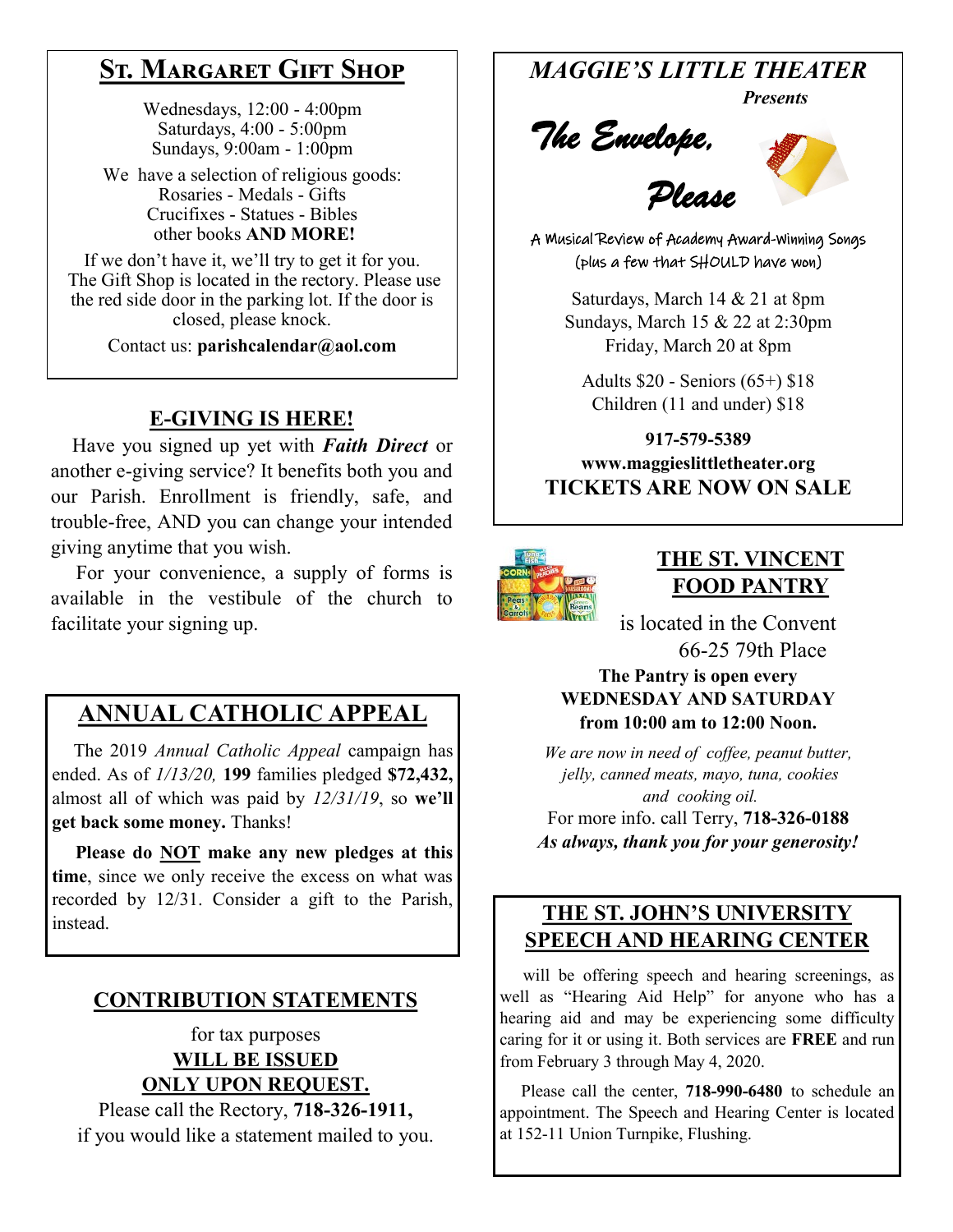## St. Margaret Gift Shop

Wednesdays, 12:00 - 4:00pm
Saturdays, 4:00 - 5:00pm
Sundays, 9:00am - 1:00pm

We have a selection of religious goods:
Rosaries - Medals - Gifts
Crucifixes - Statues - Bibles
other books **AND MORE!**

If we don't have it, we'll try to get it for you. The Gift Shop is located in the rectory. Please use the red side door in the parking lot. If the door is closed, please knock.

Contact us: **parishcalendar@aol.com**

## E-GIVING IS HERE!

Have you signed up yet with ***Faith Direct*** or another e-giving service? It benefits both you and our Parish. Enrollment is friendly, safe, and trouble-free, AND you can change your intended giving anytime that you wish.

For your convenience, a supply of forms is available in the vestibule of the church to facilitate your signing up.

## ANNUAL CATHOLIC APPEAL

The 2019 *Annual Catholic Appeal* campaign has ended. As of *1/13/20,* **199** families pledged **$72,432,** almost all of which was paid by *12/31/19*, so **we'll get back some money.** Thanks!

**Please do NOT make any new pledges at this time**, since we only receive the excess on what was recorded by 12/31. Consider a gift to the Parish, instead.

## CONTRIBUTION STATEMENTS

for tax purposes
**WILL BE ISSUED ONLY UPON REQUEST.**
Please call the Rectory, **718-326-1911,** if you would like a statement mailed to you.

## *MAGGIE'S LITTLE THEATER*

***Presents***

# *The Envelope, Please*

A Musical Review of Academy Award-Winning Songs
(plus a few that SHOULD have won)

Saturdays, March 14 & 21 at 8pm
Sundays, March 15 & 22 at 2:30pm
Friday, March 20 at 8pm

Adults $20 - Seniors (65+) $18
Children (11 and under) $18

**917-579-5389**
**www.maggieslittletheater.org**
**TICKETS ARE NOW ON SALE**

## THE ST. VINCENT FOOD PANTRY

is located in the Convent
66-25 79th Place

**The Pantry is open every WEDNESDAY AND SATURDAY from 10:00 am to 12:00 Noon.**

*We are now in need of coffee, peanut butter, jelly, canned meats, mayo, tuna, cookies and cooking oil.*

For more info. call Terry, **718-326-0188**

***As always, thank you for your generosity!***

## THE ST. JOHN'S UNIVERSITY SPEECH AND HEARING CENTER

will be offering speech and hearing screenings, as well as "Hearing Aid Help" for anyone who has a hearing aid and may be experiencing some difficulty caring for it or using it. Both services are **FREE** and run from February 3 through May 4, 2020.

Please call the center, **718-990-6480** to schedule an appointment. The Speech and Hearing Center is located at 152-11 Union Turnpike, Flushing.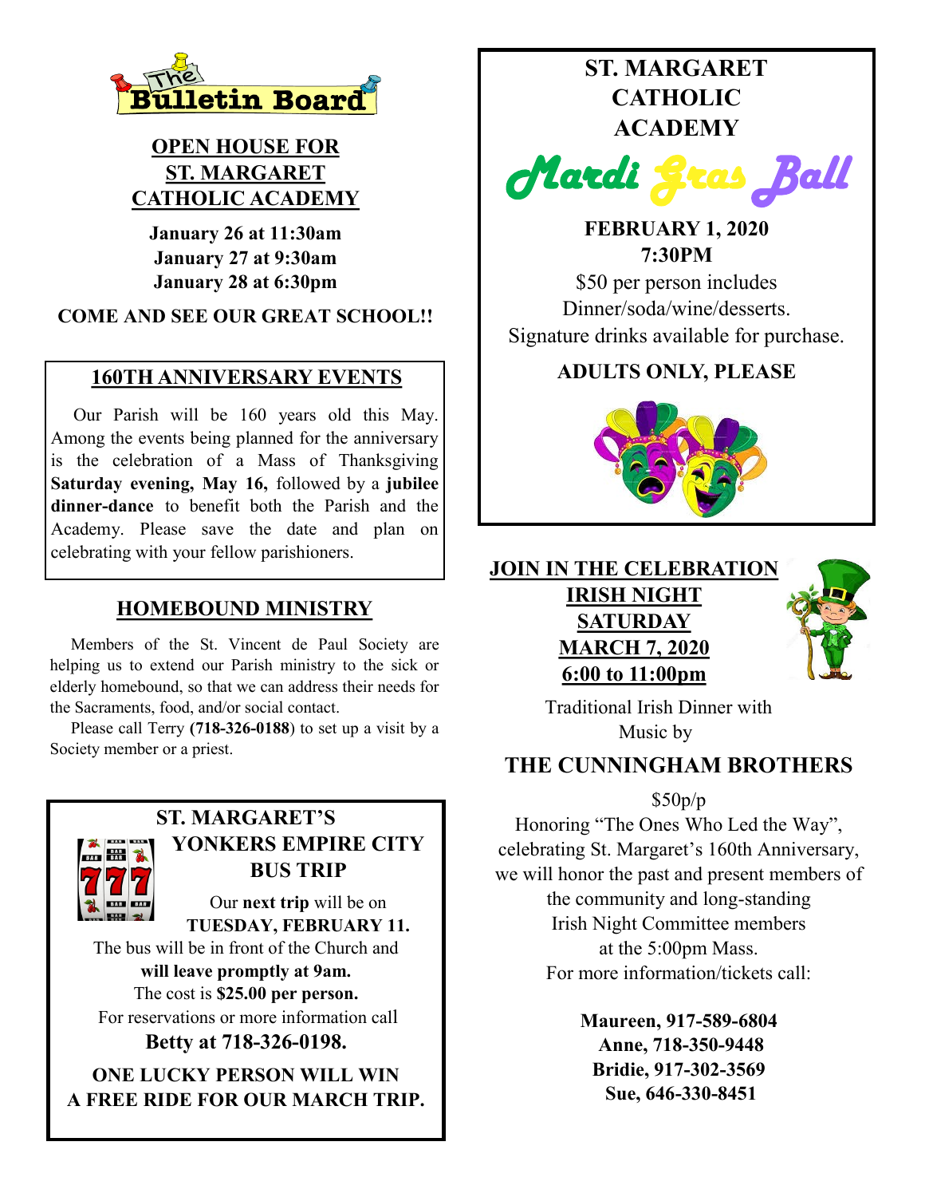# The Bulletin Board

## OPEN HOUSE FOR ST. MARGARET CATHOLIC ACADEMY

**January 26 at 11:30am**
**January 27 at 9:30am**
**January 28 at 6:30pm**

**COME AND SEE OUR GREAT SCHOOL!!**

## 160TH ANNIVERSARY EVENTS

Our Parish will be 160 years old this May. Among the events being planned for the anniversary is the celebration of a Mass of Thanksgiving **Saturday evening, May 16,** followed by a **jubilee dinner-dance** to benefit both the Parish and the Academy. Please save the date and plan on celebrating with your fellow parishioners.

## HOMEBOUND MINISTRY

Members of the St. Vincent de Paul Society are helping us to extend our Parish ministry to the sick or elderly homebound, so that we can address their needs for the Sacraments, food, and/or social contact.

Please call Terry **(718-326-0188**) to set up a visit by a Society member or a priest.

## ST. MARGARET'S YONKERS EMPIRE CITY BUS TRIP

Our **next trip** will be on **TUESDAY, FEBRUARY 11.**
The bus will be in front of the Church and **will leave promptly at 9am.**
The cost is **$25.00 per person.**
For reservations or more information call
**Betty at 718-326-0198.**

**ONE LUCKY PERSON WILL WIN A FREE RIDE FOR OUR MARCH TRIP.**

## ST. MARGARET CATHOLIC ACADEMY

# Mardi Gras Ball

**FEBRUARY 1, 2020**
**7:30PM**
$50 per person includes
Dinner/soda/wine/desserts.
Signature drinks available for purchase.

**ADULTS ONLY, PLEASE**

## JOIN IN THE CELEBRATION IRISH NIGHT SATURDAY MARCH 7, 2020 6:00 to 11:00pm

Traditional Irish Dinner with Music by

## THE CUNNINGHAM BROTHERS

$50p/p

Honoring "The Ones Who Led the Way", celebrating St. Margaret's 160th Anniversary, we will honor the past and present members of the community and long-standing Irish Night Committee members at the 5:00pm Mass.

For more information/tickets call:

**Maureen, 917-589-6804**
**Anne, 718-350-9448**
**Bridie, 917-302-3569**
**Sue, 646-330-8451**